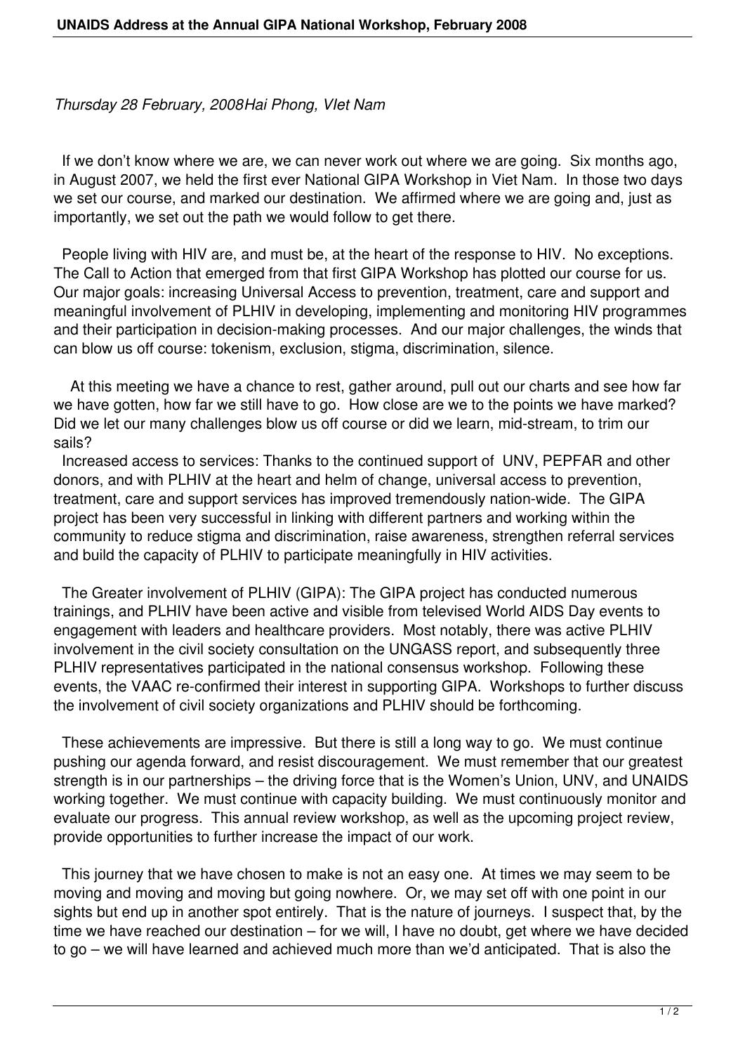*Thursday 28 February, 2008Hai Phong, VIet Nam*

If we don't know where we are, we can never work out where we are going. Six months ago, in August 2007, we held the first ever National GIPA Workshop in Viet Nam. In those two days we set our course, and marked our destination. We affirmed where we are going and, just as importantly, we set out the path we would follow to get there.

People living with HIV are, and must be, at the heart of the response to HIV. No exceptions. The Call to Action that emerged from that first GIPA Workshop has plotted our course for us. Our major goals: increasing Universal Access to prevention, treatment, care and support and meaningful involvement of PLHIV in developing, implementing and monitoring HIV programmes and their participation in decision-making processes. And our major challenges, the winds that can blow us off course: tokenism, exclusion, stigma, discrimination, silence.

At this meeting we have a chance to rest, gather around, pull out our charts and see how far we have gotten, how far we still have to go. How close are we to the points we have marked? Did we let our many challenges blow us off course or did we learn, mid-stream, to trim our sails?

Increased access to services: Thanks to the continued support of UNV, PEPFAR and other donors, and with PLHIV at the heart and helm of change, universal access to prevention, treatment, care and support services has improved tremendously nation-wide. The GIPA project has been very successful in linking with different partners and working within the community to reduce stigma and discrimination, raise awareness, strengthen referral services and build the capacity of PLHIV to participate meaningfully in HIV activities.

The Greater involvement of PLHIV (GIPA): The GIPA project has conducted numerous trainings, and PLHIV have been active and visible from televised World AIDS Day events to engagement with leaders and healthcare providers. Most notably, there was active PLHIV involvement in the civil society consultation on the UNGASS report, and subsequently three PLHIV representatives participated in the national consensus workshop. Following these events, the VAAC re-confirmed their interest in supporting GIPA. Workshops to further discuss the involvement of civil society organizations and PLHIV should be forthcoming.

These achievements are impressive. But there is still a long way to go. We must continue pushing our agenda forward, and resist discouragement. We must remember that our greatest strength is in our partnerships – the driving force that is the Women's Union, UNV, and UNAIDS working together. We must continue with capacity building. We must continuously monitor and evaluate our progress. This annual review workshop, as well as the upcoming project review, provide opportunities to further increase the impact of our work.

This journey that we have chosen to make is not an easy one. At times we may seem to be moving and moving and moving but going nowhere. Or, we may set off with one point in our sights but end up in another spot entirely. That is the nature of journeys. I suspect that, by the time we have reached our destination – for we will, I have no doubt, get where we have decided to go – we will have learned and achieved much more than we'd anticipated. That is also the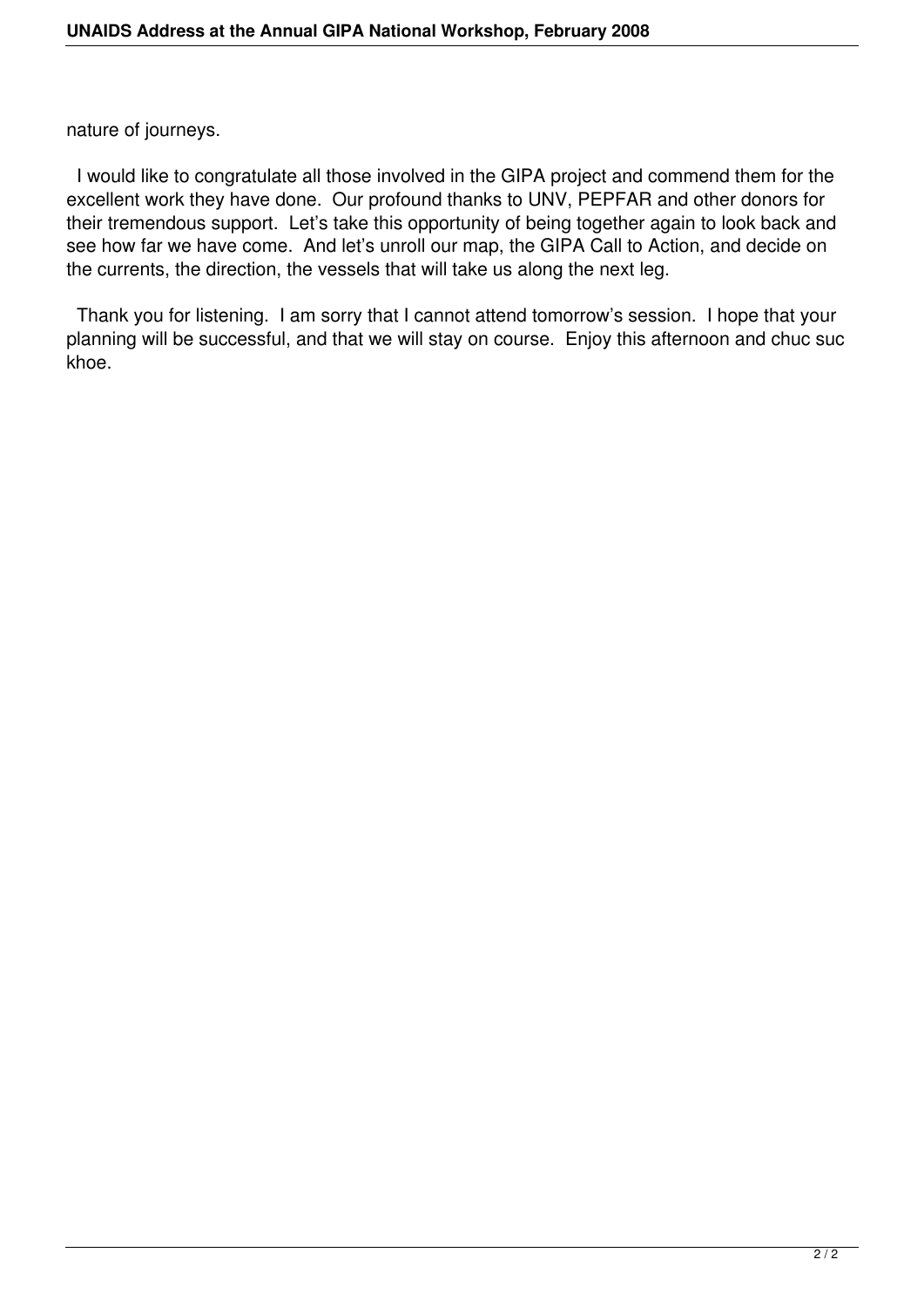nature of journeys.

I would like to congratulate all those involved in the GIPA project and commend them for the excellent work they have done. Our profound thanks to UNV, PEPFAR and other donors for their tremendous support. Let's take this opportunity of being together again to look back and see how far we have come. And let's unroll our map, the GIPA Call to Action, and decide on the currents, the direction, the vessels that will take us along the next leg.

Thank you for listening. I am sorry that I cannot attend tomorrow's session. I hope that your planning will be successful, and that we will stay on course. Enjoy this afternoon and chuc suc khoe.